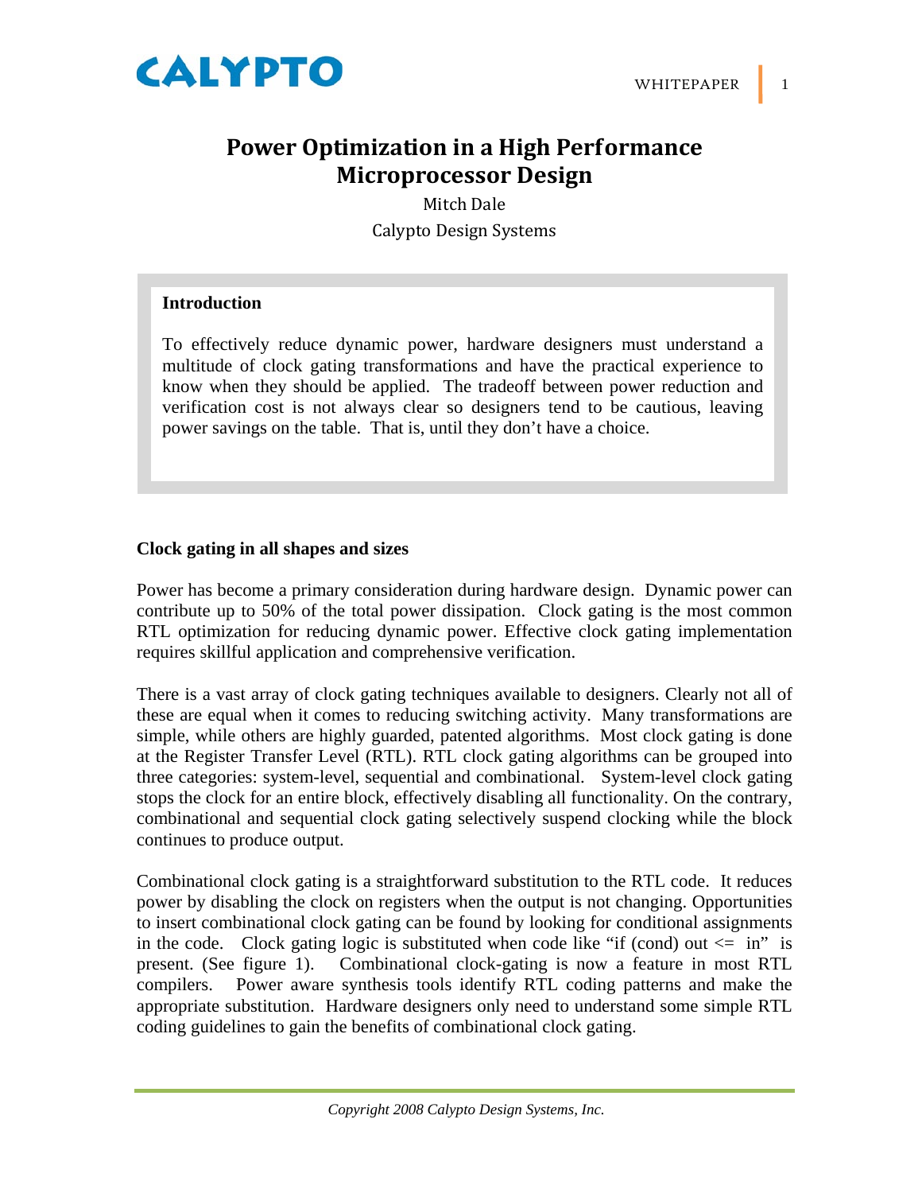# Power Optimization in a High Performance Microprocessor Design

Mitch Dale

Calypto Design Systems

## Introduction

To effectively reduce dynamic power, hardware designers must understand a multitude of clock gating transformations and have the practical experience to know when they should be applied. The tradeoff between power reduction and verification cost is not always clear so designers tend to be cautious, leaving power savings on the table. That is, until they don't have a choice.

## Clock gating in all shapes and sizes

Power has become a primary consideration during hardware design. Dynamic power can contribute up to 50% of the total power dissipation. Clock gating is the most common RTL optimization for reducing dynamic power. Effective clock gating implementation requires skillful application and comprehensive verification.

There is a vast array of clock gating techniques available to designers. Clearly not all of these are equal when it comes to reducing switching activity. Many transformations are simple, while others are highly guarded, patented algorithms. Most clock gating is done at the Register Transfer Level (RTL). RTL clock gating algorithms can be grouped into three categories: system-level, sequential and combinational. System-level clock gating stops the clock for an entire block, effectively disabling all functionality. On the contrary, combinational and sequential clock gating selectively suspend clocking while the block continues to produce output.

Combinational clock gating is a straightforward substitution to the RTL code. It reduces power by disabling the clock on registers when the output is not changing. Opportunities to insert combinational clock gating can be found by looking for conditional assignments in the code. Clock gating logic is substituted when code like "if (cond) out <= in" is present. (See figure 1). Combinational clock-gating is now a feature in most RTL compilers. Power aware synthesis tools identify RTL coding patterns and make the appropriate substitution. Hardware designers only need to understand some simple RTL coding guidelines to gain the benefits of combinational clock gating.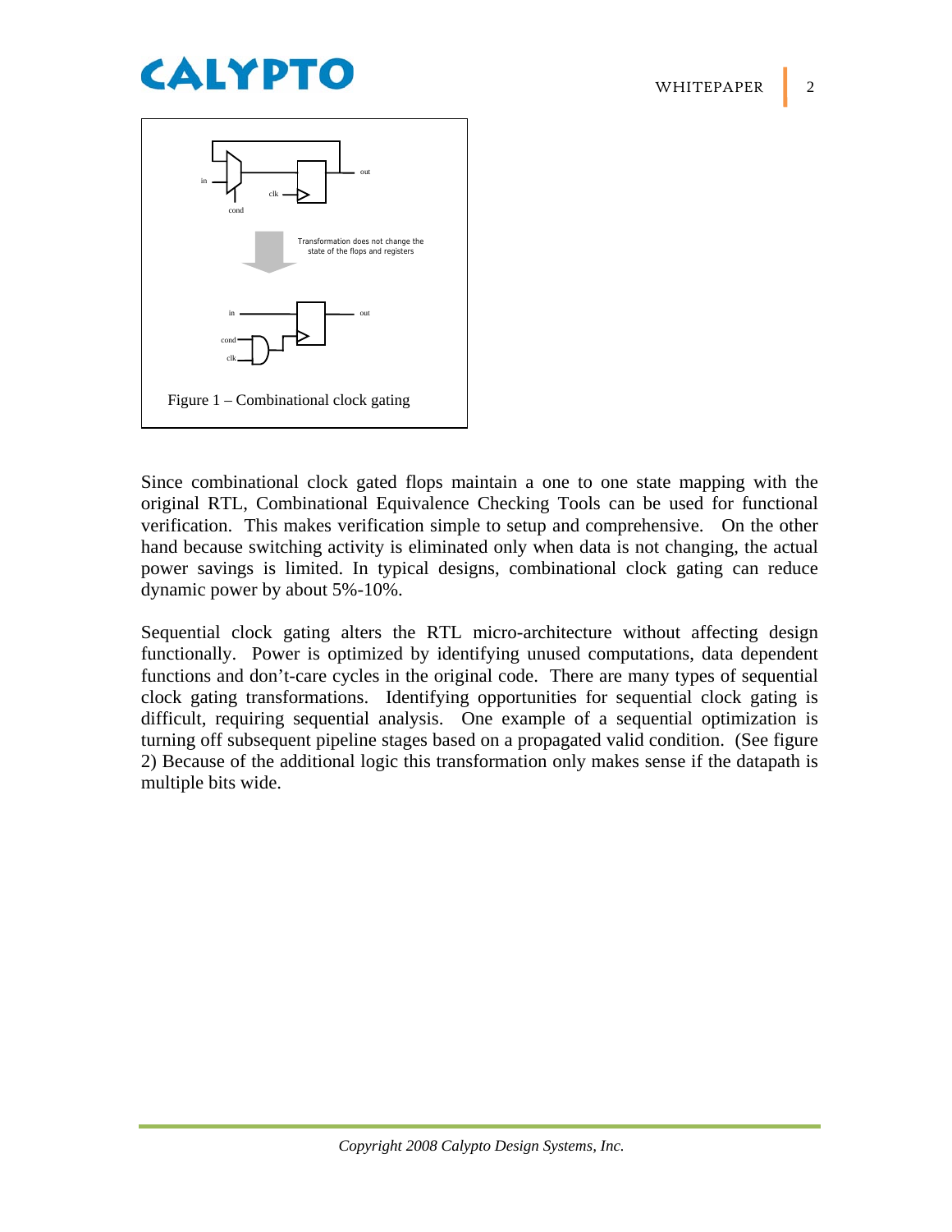Figure 1 – Combinational clock gating

Since combinational clock gated flops maintain a one to one state mapping with the original RTL, Combinational Equivalence Checking Tools can be used for functional verification. This makes verification simple to setup and comprehensive. On the other hand because switching activity is eliminated only when data is not changing, the actual power savings is limited. In typical designs, combinational clock gating can reduce dynamic power by about 5%-10%.

Sequential clock gating alters the RTL micro-architecture without affecting design functionally. Power is optimized by identifying unused computations, data dependent functions and don't-care cycles in the original code. There are many types of sequential clock gating transformations. Identifying opportunities for sequential clock gating is difficult, requiring sequential analysis. One example of a sequential optimization is turning off subsequent pipeline stages based on a propagated valid condition. (See figure 2) Because of the additional logic this transformation only makes sense if the datapath is multiple bits wide.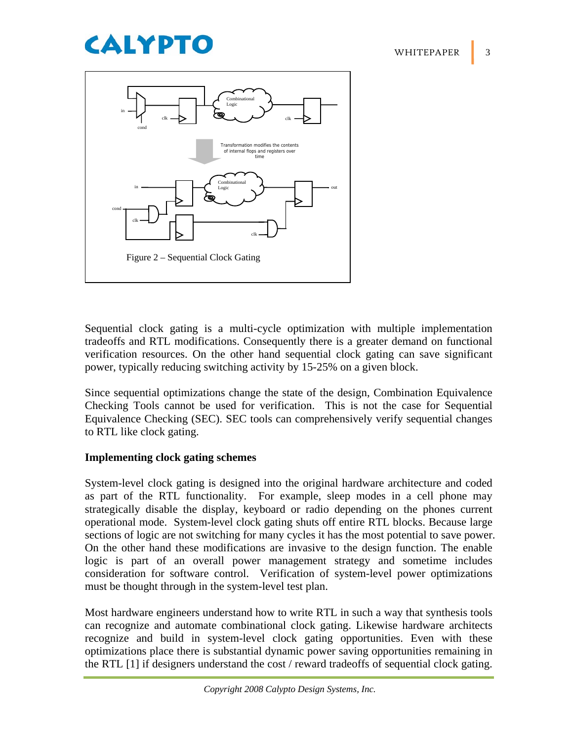Figure 2 – Sequential Clock Gating

Sequential clock gating is a multi-cycle optimization with multiple implementation tradeoffs and RTL modifications. Consequently there is a greater demand on functional verification resources. On the other hand sequential clock gating can save significant power, typically reducing switching activity by 15-25% on a given block.

Since sequential optimizations change the state of the design, Combination Equivalence Checking Tools cannot be used for verification. This is not the case for Sequential Equivalence Checking (SEC). SEC tools can comprehensively verify sequential changes to RTL like clock gating.

**Implementing clock gating schemes**

System-level clock gating is designed into the original hardware architecture and coded as part of the RTL functionality. For example, sleep modes in a cell phone may strategically disable the display, keyboard or radio depending on the phones current operational mode. System-level clock gating shuts off entire RTL blocks. Because large sections of logic are not switching for many cycles it has the most potential to save power. On the other hand these modifications are invasive to the design function. The enable logic is part of an overall power management strategy and sometime includes consideration for software control. Verification of system-level power optimizations must be thought through in the system-level test plan.

Most hardware engineers understand how to write RTL in such a way that synthesis tools can recognize and automate combinational clock gating. Likewise hardware architects recognize and build in system-level clock gating opportunities. Even with these optimizations place there is substantial dynamic power saving opportunities remaining in the RTL [1] if designers understand the cost / reward tradeoffs of sequential clock gating.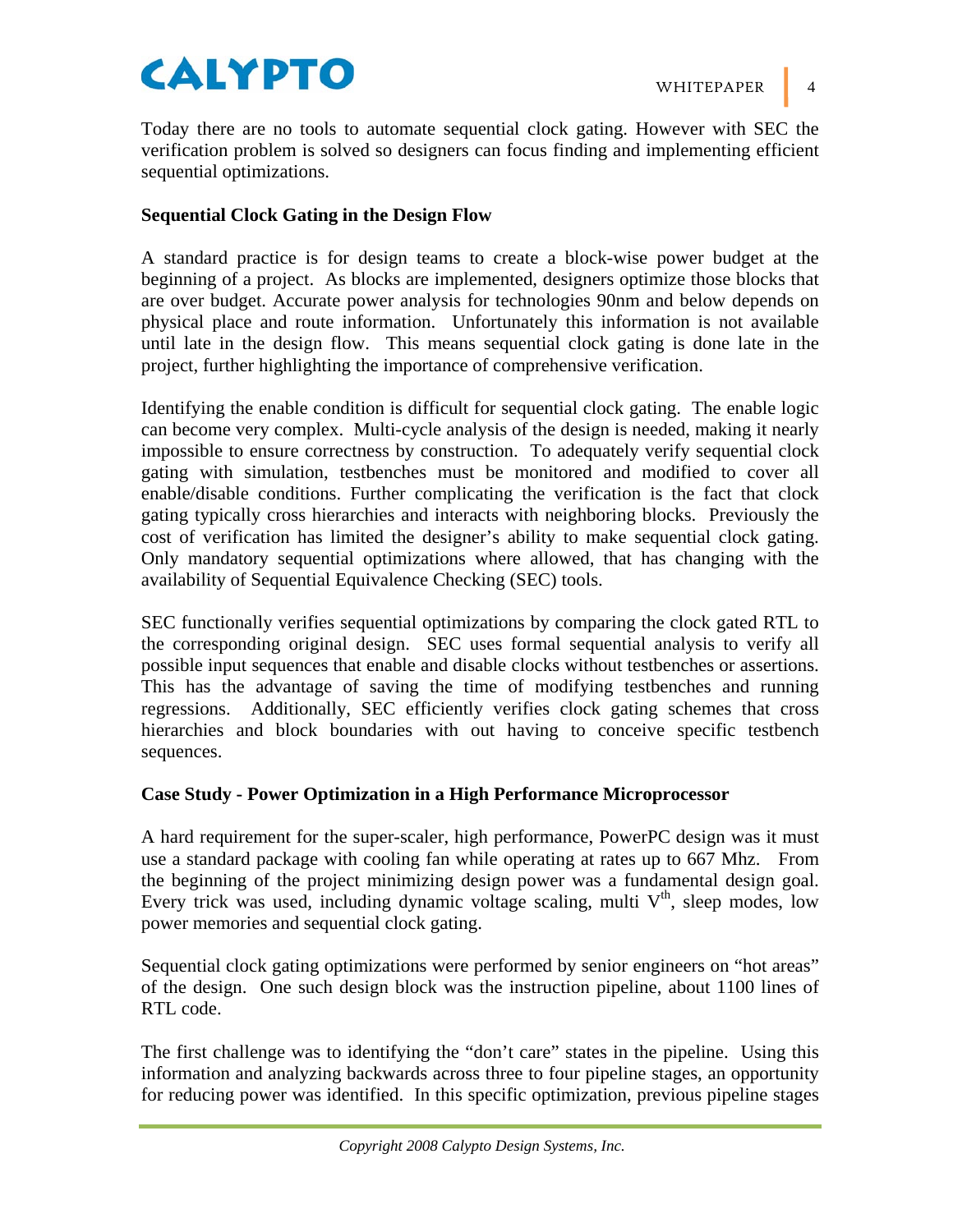Today there are no tools to automate sequential clock gating. However with SEC the verification problem is solved so designers can focus finding and implementing efficient sequential optimizations.

### Sequential Clock Gating in the Design Flow

A standard practice is for design teams to create a block-wise power budget at the beginning of a project. As blocks are implemented, designers optimize those blocks that are over budget. Accurate power analysis for technologies 90nm and below depends on physical place and route information. Unfortunately this information is not available until late in the design flow. This means sequential clock gating is done late in the project, further highlighting the importance of comprehensive verification.

Identifying the enable condition is difficult for sequential clock gating. The enable logic can become very complex. Multi-cycle analysis of the design is needed, making it nearly impossible to ensure correctness by construction. To adequately verify sequential clock gating with simulation, testbenches must be monitored and modified to cover all enable/disable conditions. Further complicating the verification is the fact that clock gating typically cross hierarchies and interacts with neighboring blocks. Previously the cost of verification has limited the designer's ability to make sequential clock gating. Only mandatory sequential optimizations where allowed, that has changing with the availability of Sequential Equivalence Checking (SEC) tools.

SEC functionally verifies sequential optimizations by comparing the clock gated RTL to the corresponding original design. SEC uses formal sequential analysis to verify all possible input sequences that enable and disable clocks without testbenches or assertions. This has the advantage of saving the time of modifying testbenches and running regressions. Additionally, SEC efficiently verifies clock gating schemes that cross hierarchies and block boundaries with out having to conceive specific testbench sequences.

### Case Study - Power Optimization in a High Performance Microprocessor

A hard requirement for the super-scaler, high performance, PowerPC design was it must use a standard package with cooling fan while operating at rates up to 667 Mhz. From the beginning of the project minimizing design power was a fundamental design goal. Every trick was used, including dynamic voltage scaling, multi $V^{th}$, sleep modes, low power memories and sequential clock gating.

Sequential clock gating optimizations were performed by senior engineers on "hot areas" of the design. One such design block was the instruction pipeline, about 1100 lines of RTL code.

The first challenge was to identifying the "don't care" states in the pipeline. Using this information and analyzing backwards across three to four pipeline stages, an opportunity for reducing power was identified. In this specific optimization, previous pipeline stages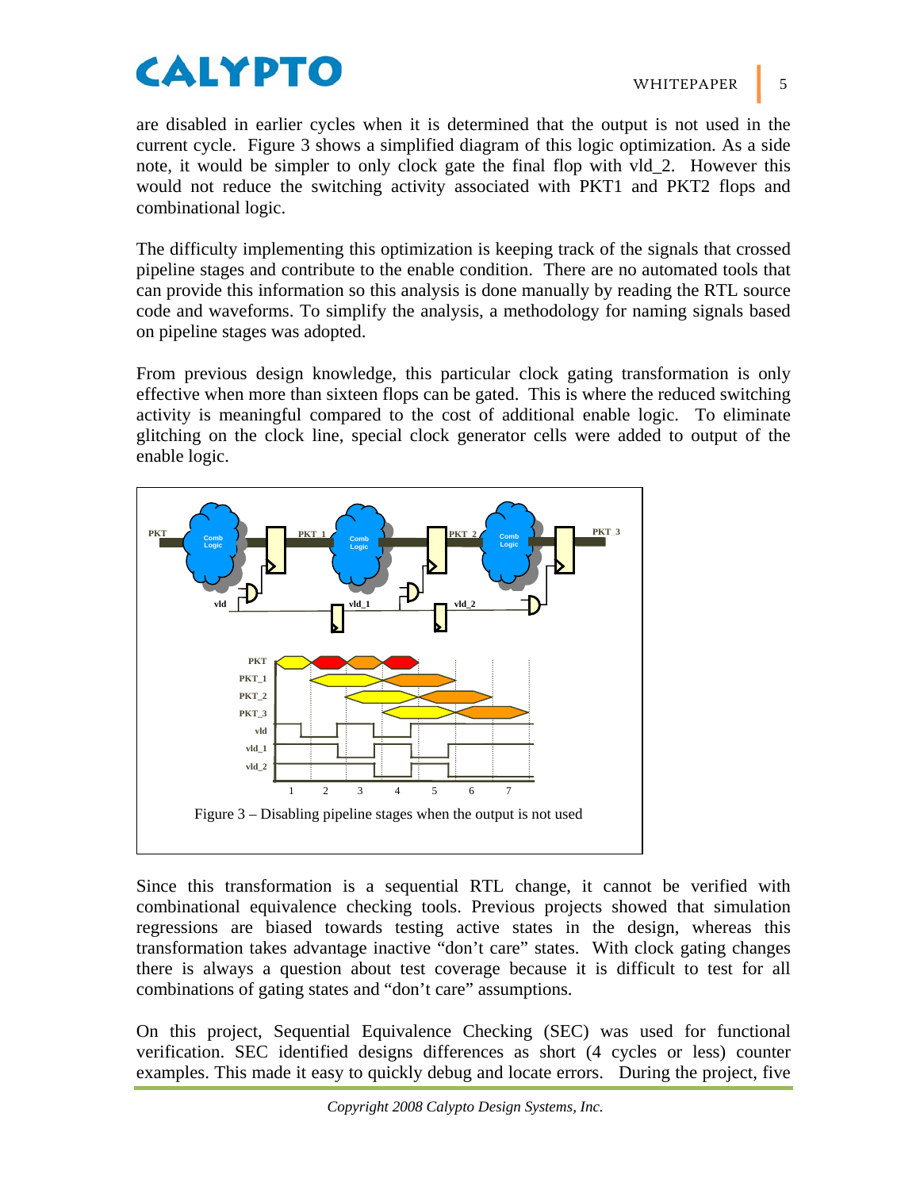are disabled in earlier cycles when it is determined that the output is not used in the current cycle. Figure 3 shows a simplified diagram of this logic optimization. As a side note, it would be simpler to only clock gate the final flop with vld_2. However this would not reduce the switching activity associated with PKT1 and PKT2 flops and combinational logic.

The difficulty implementing this optimization is keeping track of the signals that crossed pipeline stages and contribute to the enable condition. There are no automated tools that can provide this information so this analysis is done manually by reading the RTL source code and waveforms. To simplify the analysis, a methodology for naming signals based on pipeline stages was adopted.

From previous design knowledge, this particular clock gating transformation is only effective when more than sixteen flops can be gated. This is where the reduced switching activity is meaningful compared to the cost of additional enable logic. To eliminate glitching on the clock line, special clock generator cells were added to output of the enable logic.

Figure 3 – Disabling pipeline stages when the output is not used

Since this transformation is a sequential RTL change, it cannot be verified with combinational equivalence checking tools. Previous projects showed that simulation regressions are biased towards testing active states in the design, whereas this transformation takes advantage inactive "don't care" states. With clock gating changes there is always a question about test coverage because it is difficult to test for all combinations of gating states and "don't care" assumptions.

On this project, Sequential Equivalence Checking (SEC) was used for functional verification. SEC identified designs differences as short (4 cycles or less) counter examples. This made it easy to quickly debug and locate errors. During the project, five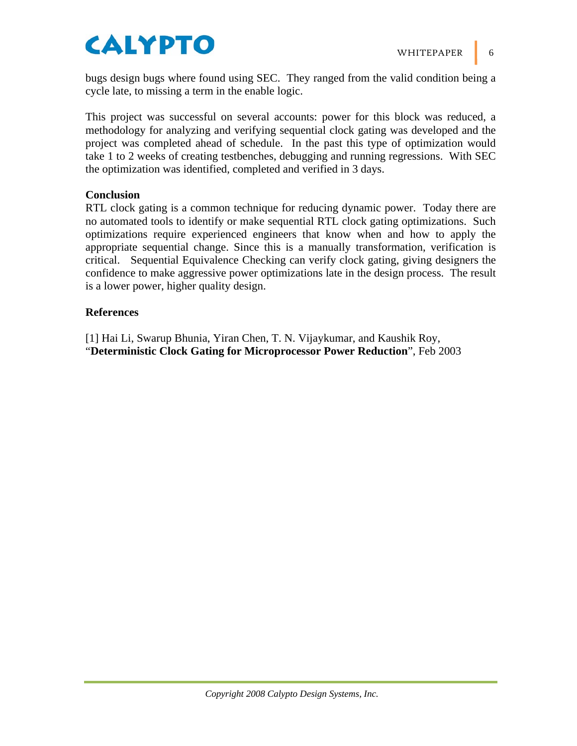bugs design bugs where found using SEC. They ranged from the valid condition being a cycle late, to missing a term in the enable logic.

This project was successful on several accounts: power for this block was reduced, a methodology for analyzing and verifying sequential clock gating was developed and the project was completed ahead of schedule. In the past this type of optimization would take 1 to 2 weeks of creating testbenches, debugging and running regressions. With SEC the optimization was identified, completed and verified in 3 days.

**Conclusion**

RTL clock gating is a common technique for reducing dynamic power. Today there are no automated tools to identify or make sequential RTL clock gating optimizations. Such optimizations require experienced engineers that know when and how to apply the appropriate sequential change. Since this is a manually transformation, verification is critical. Sequential Equivalence Checking can verify clock gating, giving designers the confidence to make aggressive power optimizations late in the design process. The result is a lower power, higher quality design.

**References**

[1] Hai Li, Swarup Bhunia, Yiran Chen, T. N. Vijaykumar, and Kaushik Roy, "**Deterministic Clock Gating for Microprocessor Power Reduction**", Feb 2003